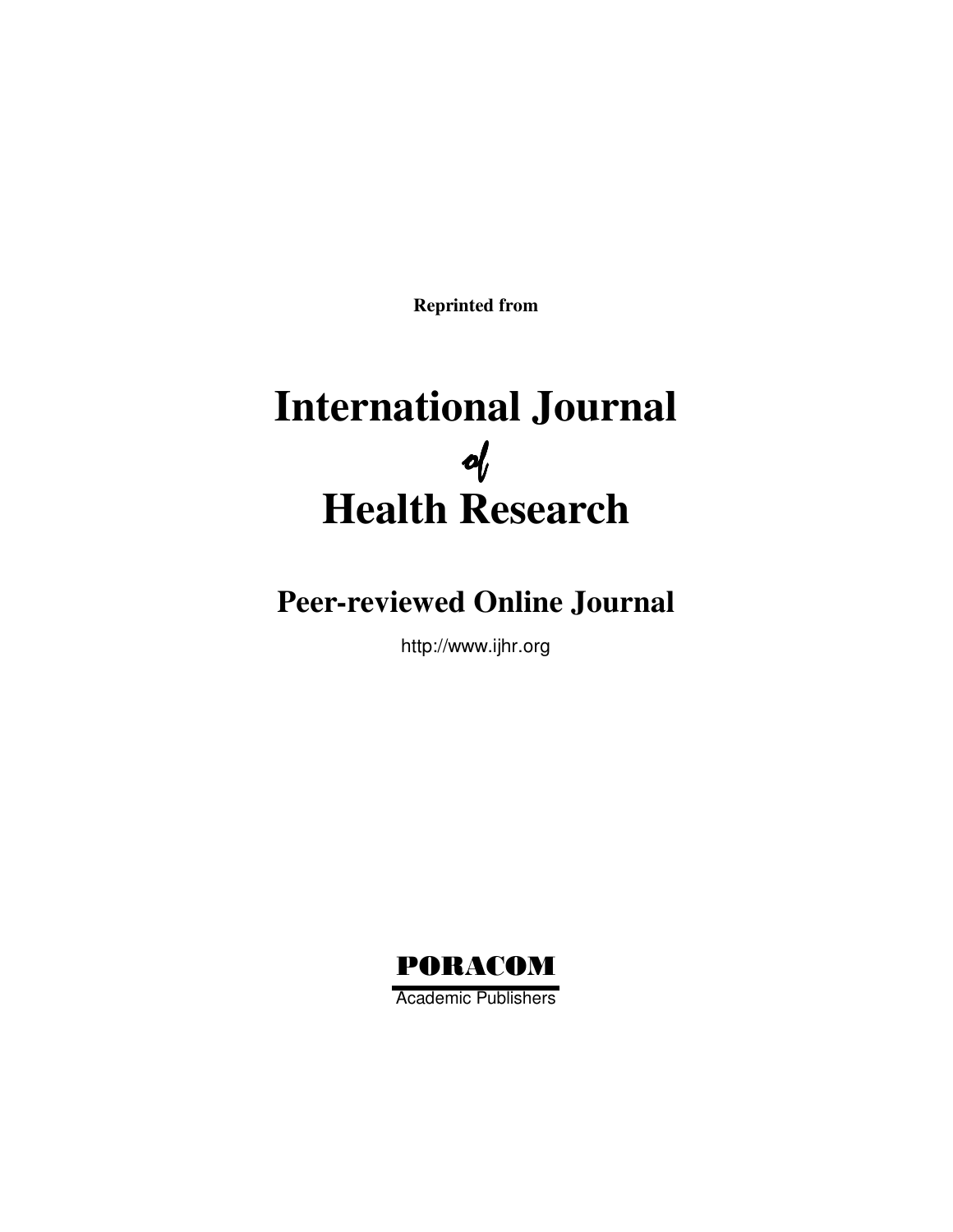**Reprinted from**

# International Journal
# of
# Health Research

## Peer-reviewed Online Journal

http://www.ijhr.org

**PORACOM**

Academic Publishers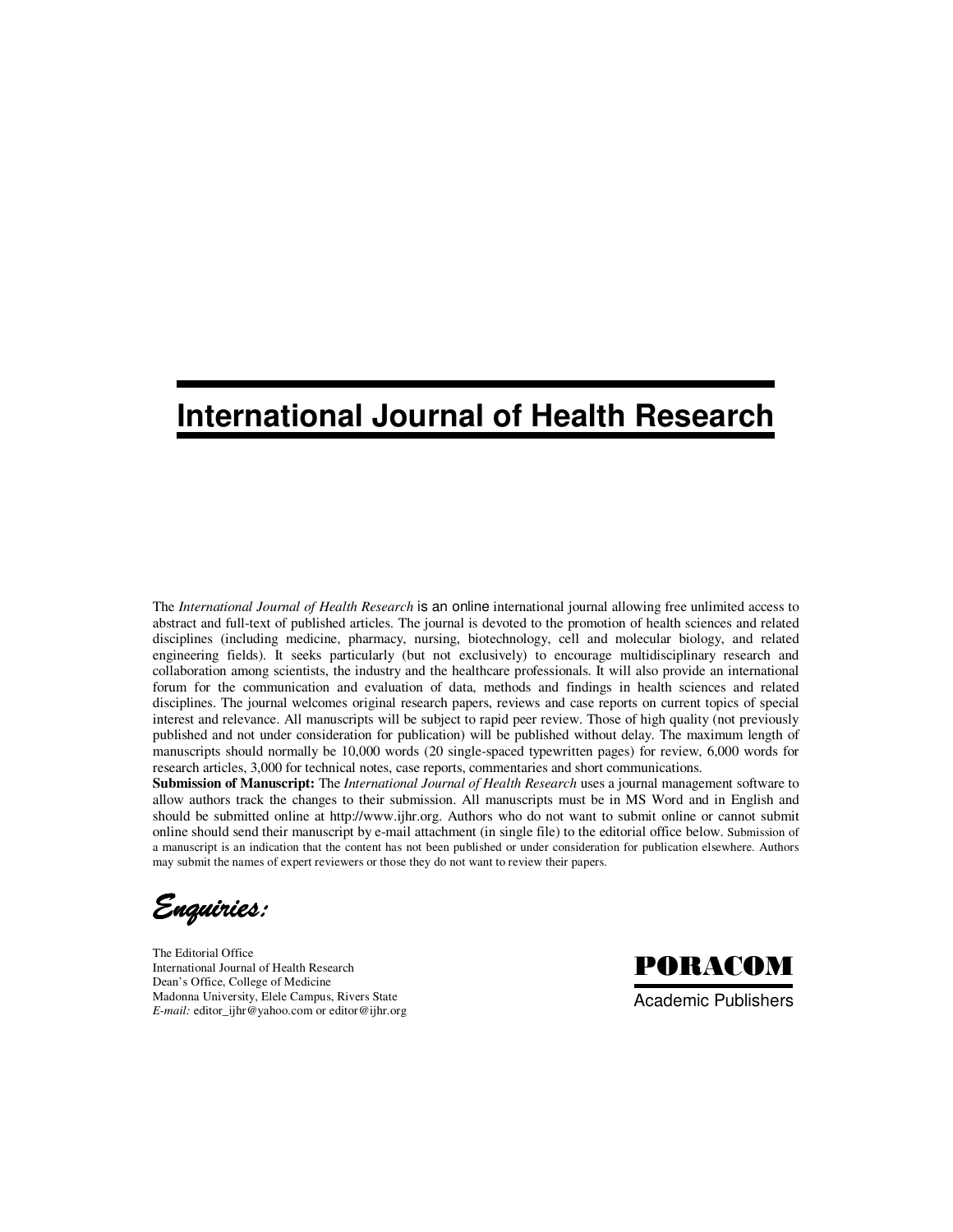# International Journal of Health Research

The *International Journal of Health Research* is an online international journal allowing free unlimited access to abstract and full-text of published articles. The journal is devoted to the promotion of health sciences and related disciplines (including medicine, pharmacy, nursing, biotechnology, cell and molecular biology, and related engineering fields). It seeks particularly (but not exclusively) to encourage multidisciplinary research and collaboration among scientists, the industry and the healthcare professionals. It will also provide an international forum for the communication and evaluation of data, methods and findings in health sciences and related disciplines. The journal welcomes original research papers, reviews and case reports on current topics of special interest and relevance. All manuscripts will be subject to rapid peer review. Those of high quality (not previously published and not under consideration for publication) will be published without delay. The maximum length of manuscripts should normally be 10,000 words (20 single-spaced typewritten pages) for review, 6,000 words for research articles, 3,000 for technical notes, case reports, commentaries and short communications.

**Submission of Manuscript:** The *International Journal of Health Research* uses a journal management software to allow authors track the changes to their submission. All manuscripts must be in MS Word and in English and should be submitted online at http://www.ijhr.org. Authors who do not want to submit online or cannot submit online should send their manuscript by e-mail attachment (in single file) to the editorial office below. Submission of a manuscript is an indication that the content has not been published or under consideration for publication elsewhere. Authors may submit the names of expert reviewers or those they do not want to review their papers.

*Enquiries:*

The Editorial Office
International Journal of Health Research
Dean's Office, College of Medicine
Madonna University, Elele Campus, Rivers State
*E-mail:* editor_ijhr@yahoo.com or editor@ijhr.org

**PORACOM**
Academic Publishers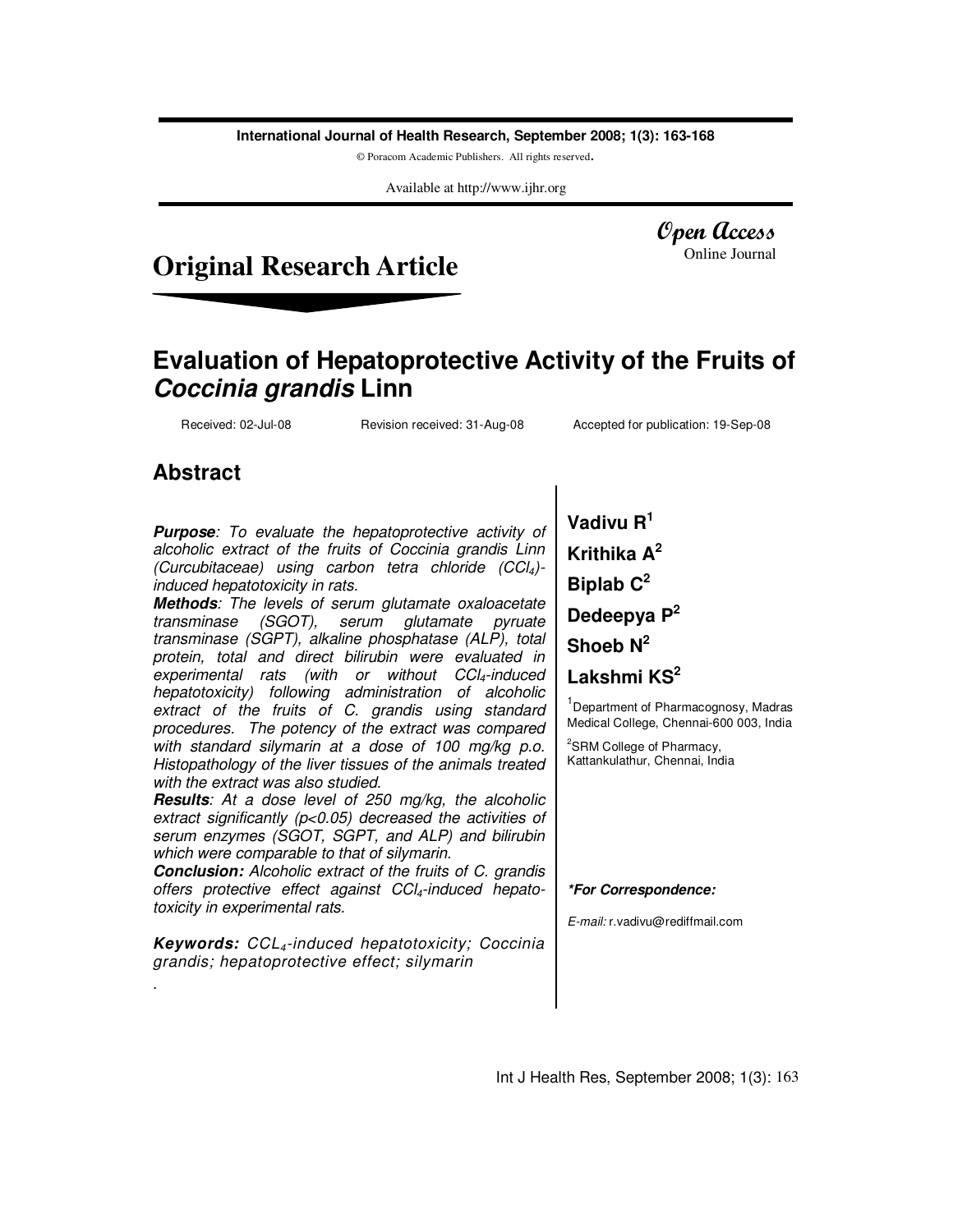# Original Research Article

Open Access
Online Journal

# Evaluation of Hepatoprotective Activity of the Fruits of *Coccinia grandis* Linn

Received: 02-Jul-08 Revision received: 31-Aug-08 Accepted for publication: 19-Sep-08

## Abstract

***Purpose***: *To evaluate the hepatoprotective activity of alcoholic extract of the fruits of Coccinia grandis Linn (Curcubitaceae) using carbon tetra chloride ($CCl_4$)-induced hepatotoxicity in rats.*

***Methods***: *The levels of serum glutamate oxaloacetate transminase (SGOT), serum glutamate pyruate transminase (SGPT), alkaline phosphatase (ALP), total protein, total and direct bilirubin were evaluated in experimental rats (with or without $CCl_4$-induced hepatotoxicity) following administration of alcoholic extract of the fruits of C. grandis using standard procedures. The potency of the extract was compared with standard silymarin at a dose of 100 mg/kg p.o. Histopathology of the liver tissues of the animals treated with the extract was also studied.*

***Results***: *At a dose level of 250 mg/kg, the alcoholic extract significantly (p<0.05) decreased the activities of serum enzymes (SGOT, SGPT, and ALP) and bilirubin which were comparable to that of silymarin.*

***Conclusion:*** *Alcoholic extract of the fruits of C. grandis offers protective effect against $CCl_4$-induced hepatotoxicity in experimental rats.*

***Keywords:*** *$CCL_4$-induced hepatotoxicity; Coccinia grandis; hepatoprotective effect; silymarin*

**Vadivu R[1]**

**Krithika A[2]**

**Biplab C[2]**

**Dedeepya P[2]**

**Shoeb N[2]**

**Lakshmi KS[2]**

[1]Department of Pharmacognosy, Madras Medical College, Chennai-600 003, India

[2]SRM College of Pharmacy, Kattankulathur, Chennai, India

***For Correspondence:***

*E-mail:* r.vadivu@rediffmail.com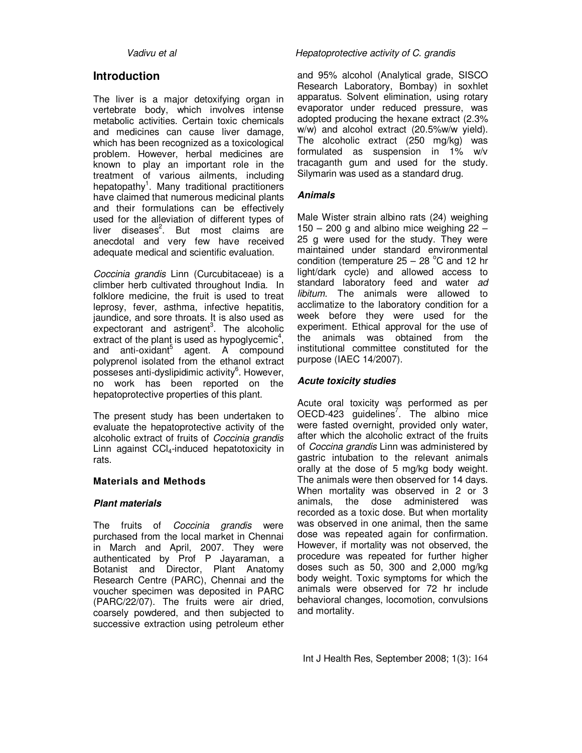## Introduction

The liver is a major detoxifying organ in vertebrate body, which involves intense metabolic activities. Certain toxic chemicals and medicines can cause liver damage, which has been recognized as a toxicological problem. However, herbal medicines are known to play an important role in the treatment of various ailments, including hepatopathy[1]. Many traditional practitioners have claimed that numerous medicinal plants and their formulations can be effectively used for the alleviation of different types of liver diseases[2]. But most claims are anecdotal and very few have received adequate medical and scientific evaluation.

*Coccinia grandis* Linn (Curcubitaceae) is a climber herb cultivated throughout India. In folklore medicine, the fruit is used to treat leprosy, fever, asthma, infective hepatitis, jaundice, and sore throats. It is also used as expectorant and astrigent[3]. The alcoholic extract of the plant is used as hypoglycemic[4], and anti-oxidant[5] agent. A compound polyprenol isolated from the ethanol extract posseses anti-dyslipidimic activity[6]. However, no work has been reported on the hepatoprotective properties of this plant.

The present study has been undertaken to evaluate the hepatoprotective activity of the alcoholic extract of fruits of *Coccinia grandis* Linn against $CCl_4$-induced hepatotoxicity in rats.

### Materials and Methods

#### *Plant materials*

The fruits of *Coccinia grandis* were purchased from the local market in Chennai in March and April, 2007. They were authenticated by Prof P Jayaraman, a Botanist and Director, Plant Anatomy Research Centre (PARC), Chennai and the voucher specimen was deposited in PARC (PARC/22/07). The fruits were air dried, coarsely powdered, and then subjected to successive extraction using petroleum ether and 95% alcohol (Analytical grade, SISCO Research Laboratory, Bombay) in soxhlet apparatus. Solvent elimination, using rotary evaporator under reduced pressure, was adopted producing the hexane extract (2.3% w/w) and alcohol extract (20.5%w/w yield). The alcoholic extract (250 mg/kg) was formulated as suspension in 1% w/v tracaganth gum and used for the study. Silymarin was used as a standard drug.

#### *Animals*

Male Wister strain albino rats (24) weighing 150 – 200 g and albino mice weighing 22 – 25 g were used for the study. They were maintained under standard environmental condition (temperature 25 – 28 °C and 12 hr light/dark cycle) and allowed access to standard laboratory feed and water *ad libitum*. The animals were allowed to acclimatize to the laboratory condition for a week before they were used for the experiment. Ethical approval for the use of the animals was obtained from the institutional committee constituted for the purpose (IAEC 14/2007).

#### *Acute toxicity studies*

Acute oral toxicity was performed as per OECD-423 guidelines[7]. The albino mice were fasted overnight, provided only water, after which the alcoholic extract of the fruits of *Coccina grandis* Linn was administered by gastric intubation to the relevant animals orally at the dose of 5 mg/kg body weight. The animals were then observed for 14 days. When mortality was observed in 2 or 3 animals, the dose administered was recorded as a toxic dose. But when mortality was observed in one animal, then the same dose was repeated again for confirmation. However, if mortality was not observed, the procedure was repeated for further higher doses such as 50, 300 and 2,000 mg/kg body weight. Toxic symptoms for which the animals were observed for 72 hr include behavioral changes, locomotion, convulsions and mortality.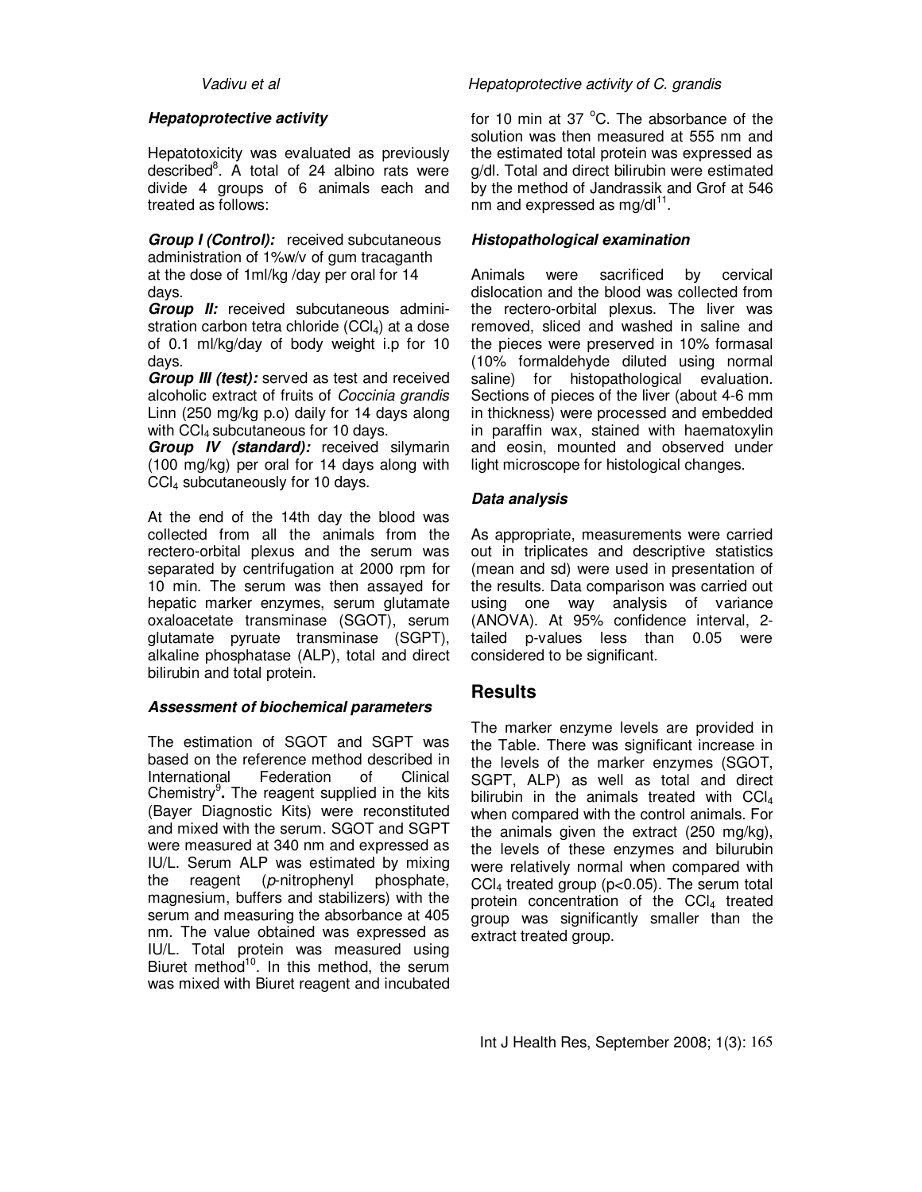### *Hepatoprotective activity*

Hepatotoxicity was evaluated as previously described[8]. A total of 24 albino rats were divide 4 groups of 6 animals each and treated as follows:

***Group I (Control):*** received subcutaneous administration of 1%w/v of gum tracaganth at the dose of 1ml/kg /day per oral for 14 days.

***Group II:*** received subcutaneous administration carbon tetra chloride ($CCl_4$) at a dose of 0.1 ml/kg/day of body weight i.p for 10 days.

***Group III (test):*** served as test and received alcoholic extract of fruits of *Coccinia grandis* Linn (250 mg/kg p.o) daily for 14 days along with $CCl_4$ subcutaneous for 10 days.

***Group IV (standard):*** received silymarin (100 mg/kg) per oral for 14 days along with $CCl_4$ subcutaneously for 10 days.

At the end of the 14th day the blood was collected from all the animals from the rectero-orbital plexus and the serum was separated by centrifugation at 2000 rpm for 10 min. The serum was then assayed for hepatic marker enzymes, serum glutamate oxaloacetate transminase (SGOT), serum glutamate pyruate transminase (SGPT), alkaline phosphatase (ALP), total and direct bilirubin and total protein.

### *Assessment of biochemical parameters*

The estimation of SGOT and SGPT was based on the reference method described in International Federation of Clinical Chemistry[9]**.** The reagent supplied in the kits (Bayer Diagnostic Kits) were reconstituted and mixed with the serum. SGOT and SGPT were measured at 340 nm and expressed as IU/L. Serum ALP was estimated by mixing the reagent (*p*-nitrophenyl phosphate, magnesium, buffers and stabilizers) with the serum and measuring the absorbance at 405 nm. The value obtained was expressed as IU/L. Total protein was measured using Biuret method[10]. In this method, the serum was mixed with Biuret reagent and incubated for 10 min at 37 °C. The absorbance of the solution was then measured at 555 nm and the estimated total protein was expressed as g/dl. Total and direct bilirubin were estimated by the method of Jandrassik and Grof at 546 nm and expressed as mg/dl[11].

### *Histopathological examination*

Animals were sacrificed by cervical dislocation and the blood was collected from the rectero-orbital plexus. The liver was removed, sliced and washed in saline and the pieces were preserved in 10% formasal (10% formaldehyde diluted using normal saline) for histopathological evaluation. Sections of pieces of the liver (about 4-6 mm in thickness) were processed and embedded in paraffin wax, stained with haematoxylin and eosin, mounted and observed under light microscope for histological changes.

### *Data analysis*

As appropriate, measurements were carried out in triplicates and descriptive statistics (mean and sd) were used in presentation of the results. Data comparison was carried out using one way analysis of variance (ANOVA). At 95% confidence interval, 2-tailed p-values less than 0.05 were considered to be significant.

## Results

The marker enzyme levels are provided in the Table. There was significant increase in the levels of the marker enzymes (SGOT, SGPT, ALP) as well as total and direct bilirubin in the animals treated with $CCl_4$ when compared with the control animals. For the animals given the extract (250 mg/kg), the levels of these enzymes and bilurubin were relatively normal when compared with $CCl_4$ treated group ($p<0.05$). The serum total protein concentration of the $CCl_4$ treated group was significantly smaller than the extract treated group.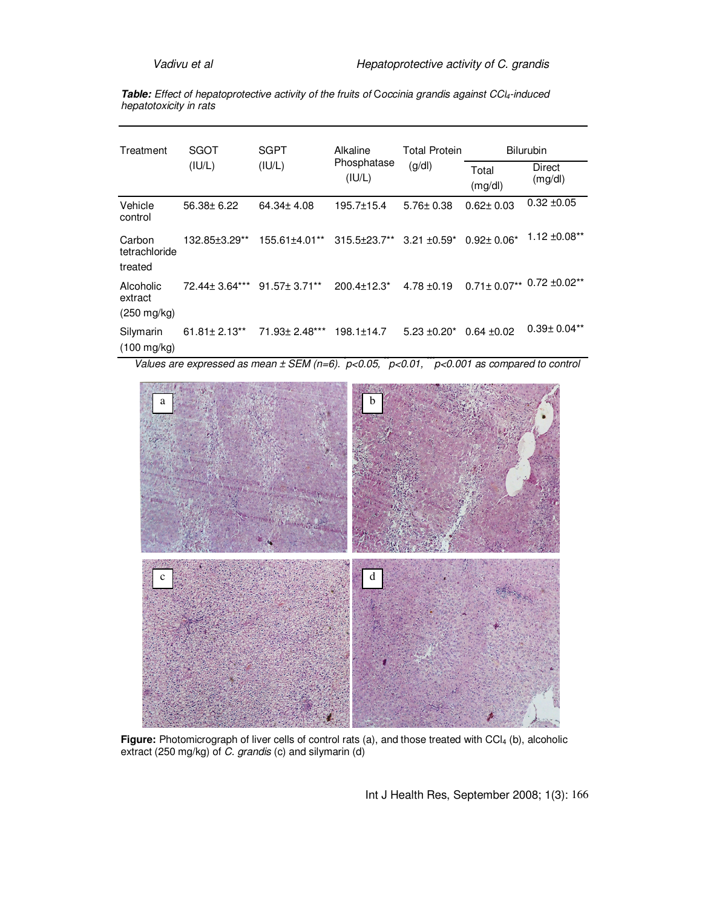**Table:** *Effect of hepatoprotective activity of the fruits of* Coccinia grandis *against $CCl_4$-induced hepatotoxicity in rats*

| Treatment | SGOT (IU/L) | SGPT (IU/L) | Alkaline Phosphatase (IU/L) | Total Protein (g/dl) | Bilurubin | |
|---|---|---|---|---|---|---|
| | | | | | Total (mg/dl) | Direct (mg/dl) |
| Vehicle control | 56.38± 6.22 | 64.34± 4.08 | 195.7±15.4 | 5.76± 0.38 | 0.62± 0.03 | 0.32 ±0.05 |
| Carbon tetrachloride treated | 132.85±3.29** | 155.61±4.01** | 315.5±23.7** | 3.21 ±0.59* | 0.92± 0.06* | 1.12 ±0.08** |
| Alcoholic extract (250 mg/kg) | 72.44± 3.64*** | 91.57± 3.71** | 200.4±12.3* | 4.78 ±0.19 | 0.71± 0.07** | 0.72 ±0.02** |
| Silymarin (100 mg/kg) | 61.81± 2.13** | 71.93± 2.48*** | 198.1±14.7 | 5.23 ±0.20* | 0.64 ±0.02 | 0.39± 0.04** |

*Values are expressed as mean ± SEM (n=6). *p<0.05, **p<0.01, ***p<0.001 as compared to control*

**Figure:** Photomicrograph of liver cells of control rats (a), and those treated with $CCl_4$ (b), alcoholic extract (250 mg/kg) of *C. grandis* (c) and silymarin (d)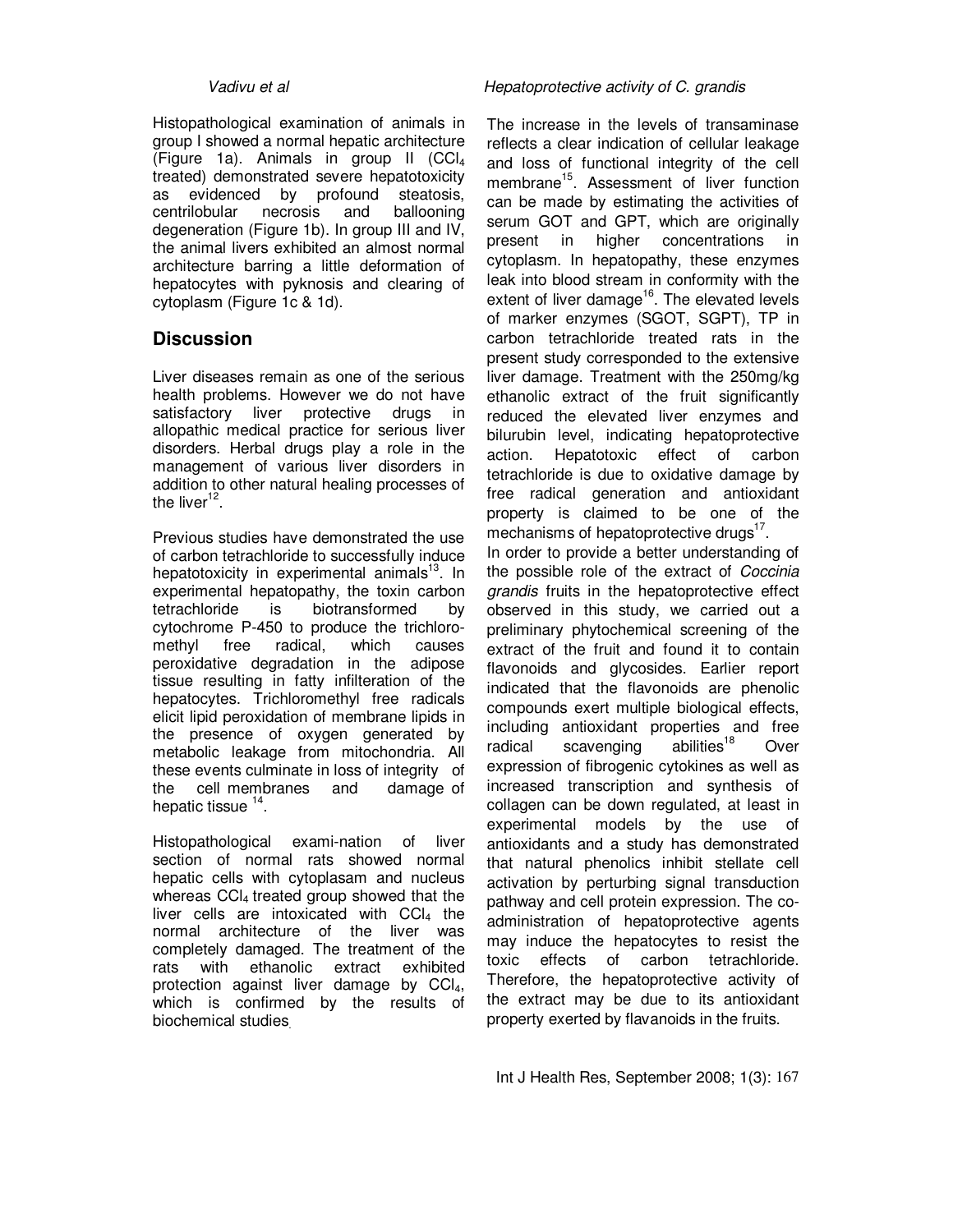Histopathological examination of animals in group I showed a normal hepatic architecture (Figure 1a). Animals in group II ($CCl_4$ treated) demonstrated severe hepatotoxicity as evidenced by profound steatosis, centrilobular necrosis and ballooning degeneration (Figure 1b). In group III and IV, the animal livers exhibited an almost normal architecture barring a little deformation of hepatocytes with pyknosis and clearing of cytoplasm (Figure 1c & 1d).

## Discussion

Liver diseases remain as one of the serious health problems. However we do not have satisfactory liver protective drugs in allopathic medical practice for serious liver disorders. Herbal drugs play a role in the management of various liver disorders in addition to other natural healing processes of the liver[12].

Previous studies have demonstrated the use of carbon tetrachloride to successfully induce hepatotoxicity in experimental animals[13]. In experimental hepatopathy, the toxin carbon tetrachloride is biotransformed by cytochrome P-450 to produce the trichloromethyl free radical, which causes peroxidative degradation in the adipose tissue resulting in fatty infilteration of the hepatocytes. Trichloromethyl free radicals elicit lipid peroxidation of membrane lipids in the presence of oxygen generated by metabolic leakage from mitochondria. All these events culminate in loss of integrity of the cell membranes and damage of hepatic tissue [14].

Histopathological exami-nation of liver section of normal rats showed normal hepatic cells with cytoplasam and nucleus whereas $CCl_4$ treated group showed that the liver cells are intoxicated with $CCl_4$ the normal architecture of the liver was completely damaged. The treatment of the rats with ethanolic extract exhibited protection against liver damage by $CCl_4$, which is confirmed by the results of biochemical studies.

The increase in the levels of transaminase reflects a clear indication of cellular leakage and loss of functional integrity of the cell membrane[15]. Assessment of liver function can be made by estimating the activities of serum GOT and GPT, which are originally present in higher concentrations in cytoplasm. In hepatopathy, these enzymes leak into blood stream in conformity with the extent of liver damage[16]. The elevated levels of marker enzymes (SGOT, SGPT), TP in carbon tetrachloride treated rats in the present study corresponded to the extensive liver damage. Treatment with the 250mg/kg ethanolic extract of the fruit significantly reduced the elevated liver enzymes and bilurubin level, indicating hepatoprotective action. Hepatotoxic effect of carbon tetrachloride is due to oxidative damage by free radical generation and antioxidant property is claimed to be one of the mechanisms of hepatoprotective drugs[17].

In order to provide a better understanding of the possible role of the extract of *Coccinia grandis* fruits in the hepatoprotective effect observed in this study, we carried out a preliminary phytochemical screening of the extract of the fruit and found it to contain flavonoids and glycosides. Earlier report indicated that the flavonoids are phenolic compounds exert multiple biological effects, including antioxidant properties and free radical scavenging abilities[18] Over expression of fibrogenic cytokines as well as increased transcription and synthesis of collagen can be down regulated, at least in experimental models by the use of antioxidants and a study has demonstrated that natural phenolics inhibit stellate cell activation by perturbing signal transduction pathway and cell protein expression. The co-administration of hepatoprotective agents may induce the hepatocytes to resist the toxic effects of carbon tetrachloride. Therefore, the hepatoprotective activity of the extract may be due to its antioxidant property exerted by flavanoids in the fruits.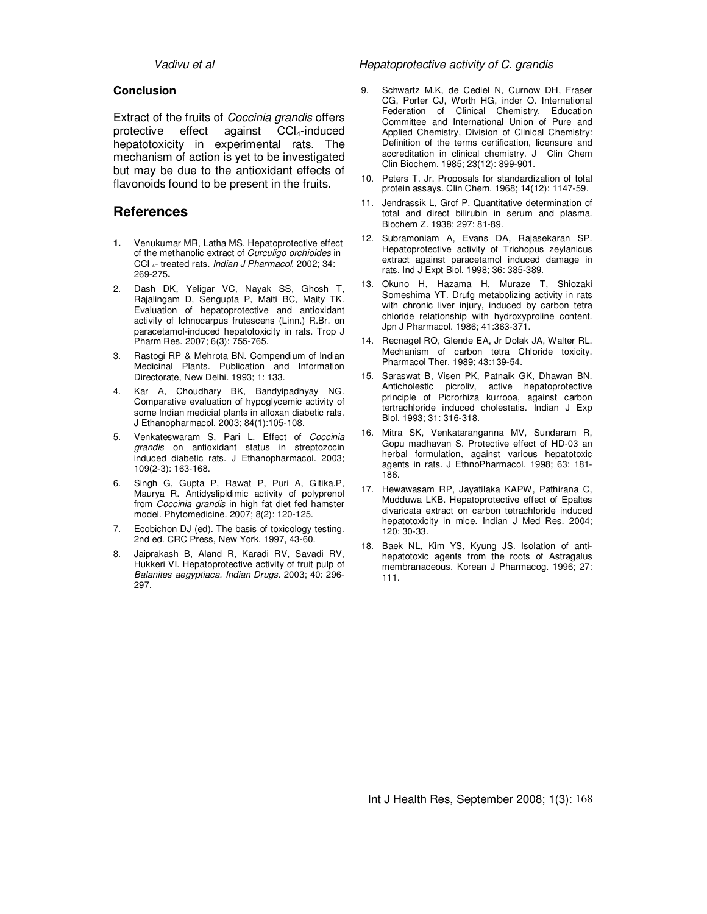## Conclusion

Extract of the fruits of *Coccinia grandis* offers protective effect against $CCl_4$-induced hepatotoxicity in experimental rats. The mechanism of action is yet to be investigated but may be due to the antioxidant effects of flavonoids found to be present in the fruits.

## References

1. Venukumar MR, Latha MS. Hepatoprotective effect of the methanolic extract of *Curculigo orchioides* in $CCl_4$- treated rats. *Indian J Pharmacol.* 2002; 34: 269-275**.**
2. Dash DK, Yeligar VC, Nayak SS, Ghosh T, Rajalingam D, Sengupta P, Maiti BC, Maity TK. Evaluation of hepatoprotective and antioxidant activity of Ichnocarpus frutescens (Linn.) R.Br. on paracetamol-induced hepatotoxicity in rats. Trop J Pharm Res. 2007; 6(3): 755-765.
3. Rastogi RP & Mehrota BN. Compendium of Indian Medicinal Plants. Publication and Information Directorate, New Delhi. 1993; 1: 133.
4. Kar A, Choudhary BK, Bandyipadhyay NG. Comparative evaluation of hypoglycemic activity of some Indian medicial plants in alloxan diabetic rats. J Ethanopharmacol. 2003; 84(1):105-108.
5. Venkateswaram S, Pari L. Effect of *Coccinia grandis* on antioxidant status in streptozocin induced diabetic rats. J Ethanopharmacol. 2003; 109(2-3): 163-168.
6. Singh G, Gupta P, Rawat P, Puri A, Gitika.P, Maurya R. Antidyslipidimic activity of polyprenol from *Coccinia grandis* in high fat diet fed hamster model. Phytomedicine. 2007; 8(2): 120-125.
7. Ecobichon DJ (ed). The basis of toxicology testing. 2nd ed. CRC Press, New York. 1997, 43-60.
8. Jaiprakash B, Aland R, Karadi RV, Savadi RV, Hukkeri VI. Hepatoprotective activity of fruit pulp of *Balanites aegyptiaca. Indian Drugs.* 2003; 40: 296-297.
9. Schwartz M.K, de Cediel N, Curnow DH, Fraser CG, Porter CJ, Worth HG, inder O. International Federation of Clinical Chemistry, Education Committee and International Union of Pure and Applied Chemistry, Division of Clinical Chemistry: Definition of the terms certification, licensure and accreditation in clinical chemistry. J Clin Chem Clin Biochem. 1985; 23(12): 899-901.
10. Peters T. Jr. Proposals for standardization of total protein assays. Clin Chem. 1968; 14(12): 1147-59.
11. Jendrassik L, Grof P. Quantitative determination of total and direct bilirubin in serum and plasma. Biochem Z. 1938; 297: 81-89.
12. Subramoniam A, Evans DA, Rajasekaran SP. Hepatoprotective activity of Trichopus zeylanicus extract against paracetamol induced damage in rats. Ind J Expt Biol. 1998; 36: 385-389.
13. Okuno H, Hazama H, Muraze T, Shiozaki Someshima YT. Drufg metabolizing activity in rats with chronic liver injury, induced by carbon tetra chloride relationship with hydroxyproline content. Jpn J Pharmacol. 1986; 41:363-371.
14. Recnagel RO, Glende EA, Jr Dolak JA, Walter RL. Mechanism of carbon tetra Chloride toxicity. Pharmacol Ther. 1989; 43:139-54.
15. Saraswat B, Visen PK, Patnaik GK, Dhawan BN. Anticholestic picroliv, active hepatoprotective principle of Picrorhiza kurrooa, against carbon tertrachloride induced cholestatis. Indian J Exp Biol. 1993; 31: 316-318.
16. Mitra SK, Venkataranganna MV, Sundaram R, Gopu madhavan S. Protective effect of HD-03 an herbal formulation, against various hepatotoxic agents in rats. J EthnoPharmacol. 1998; 63: 181-186.
17. Hewawasam RP, Jayatilaka KAPW, Pathirana C, Mudduwa LKB. Hepatoprotective effect of Epaltes divaricata extract on carbon tetrachloride induced hepatotoxicity in mice. Indian J Med Res. 2004; 120: 30-33.
18. Baek NL, Kim YS, Kyung JS. Isolation of anti-hepatotoxic agents from the roots of Astragalus membranaceous. Korean J Pharmacog. 1996; 27: 111.